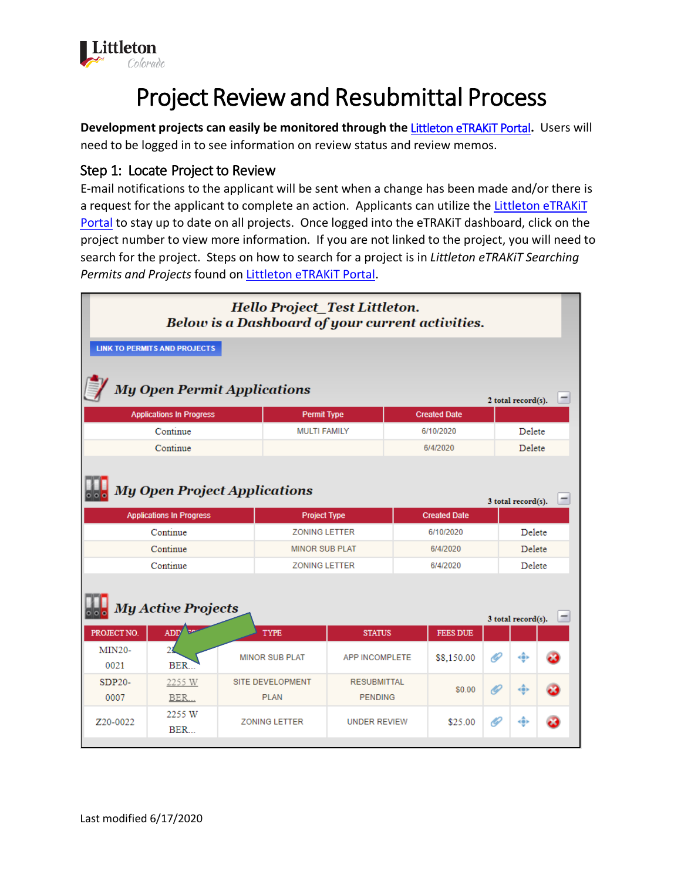Littleton
Colorado

# Project Review and Resubmittal Process

**Development projects can easily be monitored through the Littleton eTRAKiT Portal.** Users will need to be logged in to see information on review status and review memos.

## Step 1: Locate Project to Review

E-mail notifications to the applicant will be sent when a change has been made and/or there is a request for the applicant to complete an action. Applicants can utilize the Littleton eTRAKiT Portal to stay up to date on all projects. Once logged into the eTRAKiT dashboard, click on the project number to view more information. If you are not linked to the project, you will need to search for the project. Steps on how to search for a project is in *Littleton eTRAKiT Searching Permits and Projects* found on Littleton eTRAKiT Portal.

*Hello Project_Test Littleton.*
*Below is a Dashboard of your current activities.*

LINK TO PERMITS AND PROJECTS

### *My Open Permit Applications*

2 total record(s).

| Applications In Progress | Permit Type | Created Date | |
|---|---|---|---|
| Continue | MULTI FAMILY | 6/10/2020 | Delete |
| Continue | | 6/4/2020 | Delete |

### *My Open Project Applications*

3 total record(s).

| Applications In Progress | Project Type | Created Date | |
|---|---|---|---|
| Continue | ZONING LETTER | 6/10/2020 | Delete |
| Continue | MINOR SUB PLAT | 6/4/2020 | Delete |
| Continue | ZONING LETTER | 6/4/2020 | Delete |

### *My Active Projects*

3 total record(s).

| PROJECT NO. | ADDRESS | TYPE | STATUS | FEES DUE | | | |
|---|---|---|---|---|---|---|---|
| MIN20-0021 | 22... BER... | MINOR SUB PLAT | APP INCOMPLETE | $8,150.00 | | | |
| SDP20-0007 | 2255 W BER... | SITE DEVELOPMENT PLAN | RESUBMITTAL PENDING | $0.00 | | | |
| Z20-0022 | 2255 W BER... | ZONING LETTER | UNDER REVIEW | $25.00 | | | |

Last modified 6/17/2020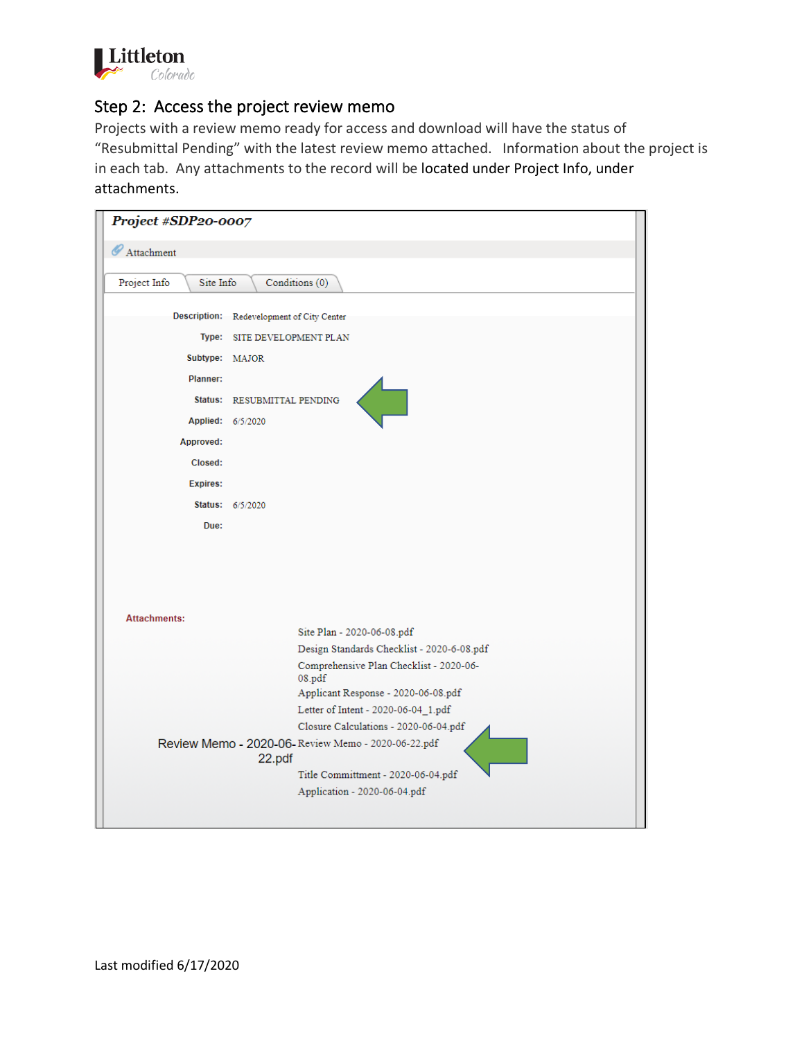## Step 2: Access the project review memo

Projects with a review memo ready for access and download will have the status of "Resubmittal Pending" with the latest review memo attached. Information about the project is in each tab. Any attachments to the record will be located under Project Info, under attachments.

***Project #SDP20-0007***

Attachment

Project Info | Site Info | Conditions (0)

| | |
|---|---|
| **Description:** | Redevelopment of City Center |
| **Type:** | SITE DEVELOPMENT PLAN |
| **Subtype:** | MAJOR |
| **Planner:** | |
| **Status:** | RESUBMITTAL PENDING |
| **Applied:** | 6/5/2020 |
| **Approved:** | |
| **Closed:** | |
| **Expires:** | |
| **Status:** | 6/5/2020 |
| **Due:** | |

**Attachments:**

- Site Plan - 2020-06-08.pdf
- Design Standards Checklist - 2020-6-08.pdf
- Comprehensive Plan Checklist - 2020-06-08.pdf
- Applicant Response - 2020-06-08.pdf
- Letter of Intent - 2020-06-04_1.pdf
- Closure Calculations - 2020-06-04.pdf
- Review Memo - 2020-06-22.pdf
- Title Committment - 2020-06-04.pdf
- Application - 2020-06-04.pdf

Review Memo - 2020-06-22.pdf

Last modified 6/17/2020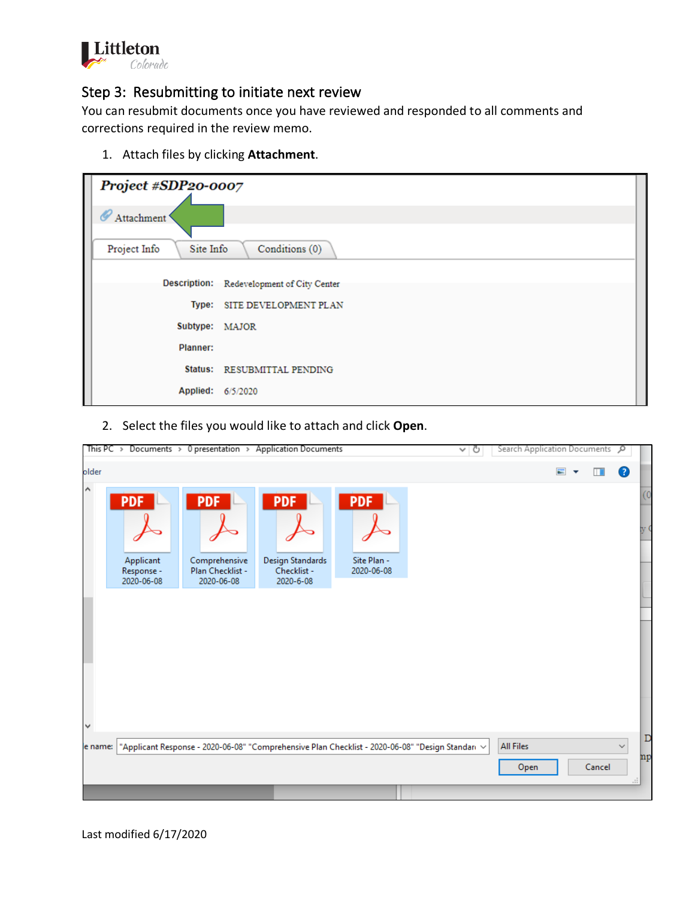## Step 3: Resubmitting to initiate next review

You can resubmit documents once you have reviewed and responded to all comments and corrections required in the review memo.

1. Attach files by clicking **Attachment**.

2. Select the files you would like to attach and click **Open**.

Last modified 6/17/2020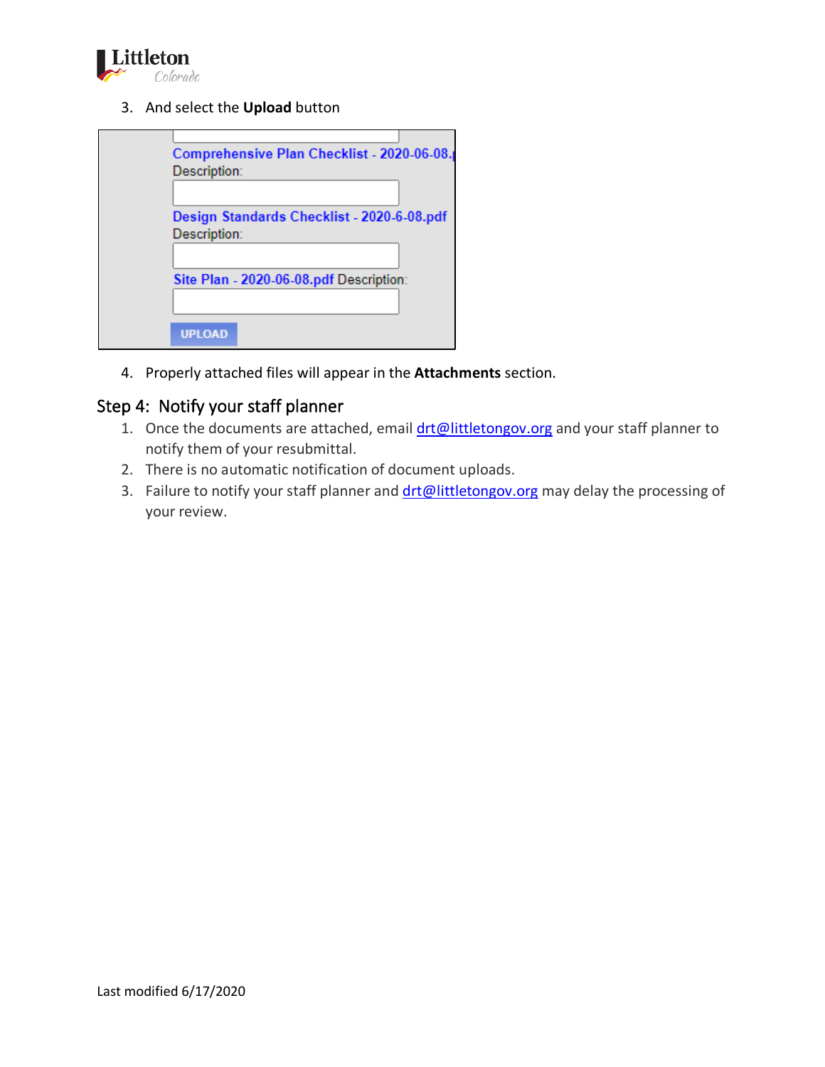3. And select the **Upload** button

Comprehensive Plan Checklist - 2020-06-08.
Description:

Design Standards Checklist - 2020-6-08.pdf
Description:

Site Plan - 2020-06-08.pdf Description:

UPLOAD

4. Properly attached files will appear in the **Attachments** section.

## Step 4: Notify your staff planner

1. Once the documents are attached, email drt@littletongov.org and your staff planner to notify them of your resubmittal.
2. There is no automatic notification of document uploads.
3. Failure to notify your staff planner and drt@littletongov.org may delay the processing of your review.

Last modified 6/17/2020